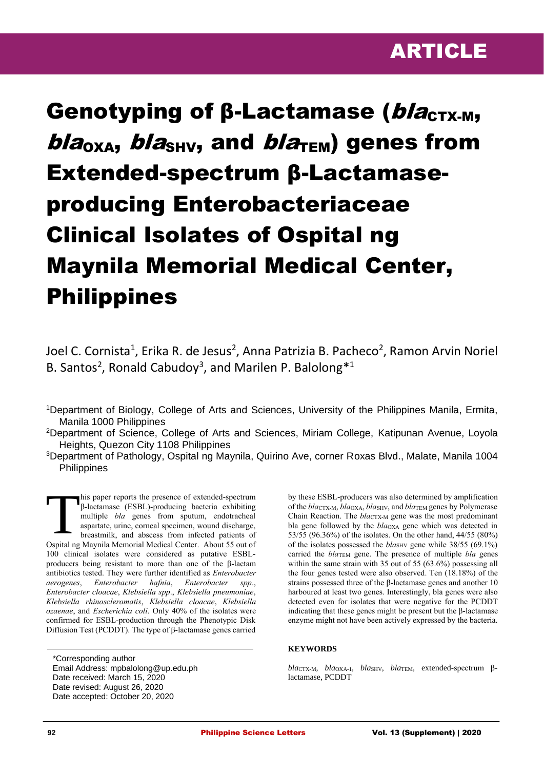ARTICLE

# Genotyping of β-Lactamase (*bla*$_{CTX-M}$, *bla*$_{OXA}$, *bla*$_{SHV}$, and *bla*$_{TEM}$) genes from Extended-spectrum β-Lactamase-producing Enterobacteriaceae Clinical Isolates of Ospital ng Maynila Memorial Medical Center, Philippines

Joel C. Cornista[1], Erika R. de Jesus[2], Anna Patrizia B. Pacheco[2], Ramon Arvin Noriel B. Santos[2], Ronald Cabudoy[3], and Marilen P. Balolong*[1]

[1]Department of Biology, College of Arts and Sciences, University of the Philippines Manila, Ermita, Manila 1000 Philippines

[2]Department of Science, College of Arts and Sciences, Miriam College, Katipunan Avenue, Loyola Heights, Quezon City 1108 Philippines

[3]Department of Pathology, Ospital ng Maynila, Quirino Ave, corner Roxas Blvd., Malate, Manila 1004 Philippines

This paper reports the presence of extended-spectrum β-lactamase (ESBL)-producing bacteria exhibiting multiple *bla* genes from sputum, endotracheal aspartate, urine, corneal specimen, wound discharge, breastmilk, and abscess from infected patients of Ospital ng Maynila Memorial Medical Center. About 55 out of 100 clinical isolates were considered as putative ESBL-producers being resistant to more than one of the β-lactam antibiotics tested. They were further identified as *Enterobacter aerogenes*, *Enterobacter hafnia*, *Enterobacter spp*., *Enterobacter cloacae*, *Klebsiella spp*., *Klebsiella pneumoniae*, *Klebsiella rhinoscleromatis*, *Klebsiella cloacae*, *Klebsiella ozaenae*, and *Escherichia coli*. Only 40% of the isolates were confirmed for ESBL-production through the Phenotypic Disk Diffusion Test (PCDDT). The type of β-lactamase genes carried by these ESBL-producers was also determined by amplification of the *bla*$_{CTX-M}$, *bla*$_{OXA}$, *bla*$_{SHV}$, and *bla*$_{TEM}$ genes by Polymerase Chain Reaction. The *bla*$_{CTX-M}$ gene was the most predominant bla gene followed by the *bla*$_{OXA}$ gene which was detected in 53/55 (96.36%) of the isolates. On the other hand, 44/55 (80%) of the isolates possessed the *bla*$_{SHV}$ gene while 38/55 (69.1%) carried the *bla*$_{TEM}$ gene. The presence of multiple *bla* genes within the same strain with 35 out of 55 (63.6%) possessing all the four genes tested were also observed. Ten (18.18%) of the strains possessed three of the β-lactamase genes and another 10 harboured at least two genes. Interestingly, bla genes were also detected even for isolates that were negative for the PCDDT indicating that these genes might be present but the β-lactamase enzyme might not have been actively expressed by the bacteria.

*Corresponding author
Email Address: mpbalolong@up.edu.ph
Date received: March 15, 2020
Date revised: August 26, 2020
Date accepted: October 20, 2020

**KEYWORDS**

*bla*$_{CTX-M}$, *bla*$_{OXA-1}$, *bla*$_{SHV}$, *bla*$_{TEM}$, extended-spectrum β-lactamase, PCDDT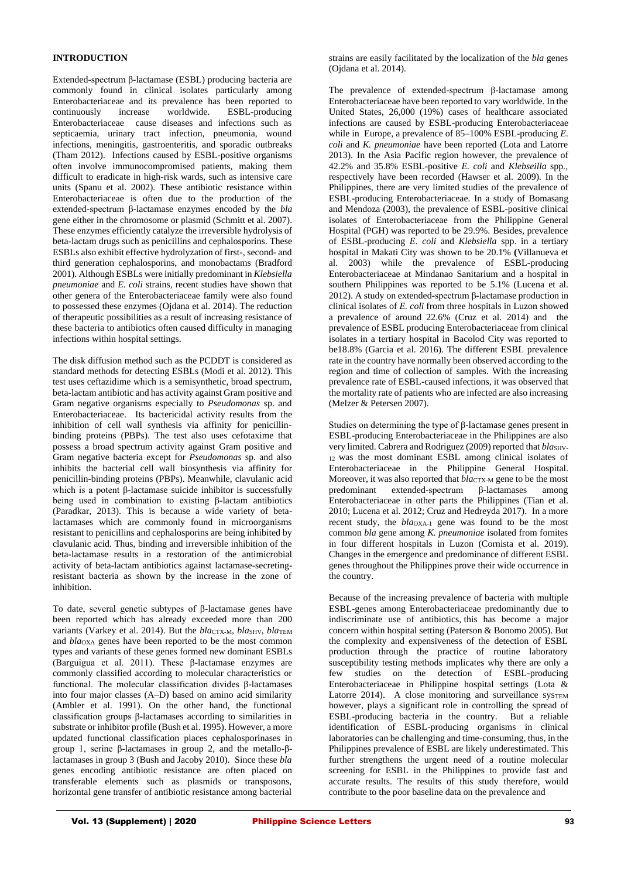## INTRODUCTION

Extended-spectrum β-lactamase (ESBL) producing bacteria are commonly found in clinical isolates particularly among Enterobacteriaceae and its prevalence has been reported to continuously increase worldwide. ESBL-producing Enterobacteriaceae cause diseases and infections such as septicaemia, urinary tract infection, pneumonia, wound infections, meningitis, gastroenteritis, and sporadic outbreaks (Tham 2012). Infections caused by ESBL-positive organisms often involve immunocompromised patients, making them difficult to eradicate in high-risk wards, such as intensive care units (Spanu et al. 2002). These antibiotic resistance within Enterobacteriaceae is often due to the production of the extended-spectrum β-lactamase enzymes encoded by the *bla* gene either in the chromosome or plasmid (Schmitt et al. 2007). These enzymes efficiently catalyze the irreversible hydrolysis of beta-lactam drugs such as penicillins and cephalosporins. These ESBLs also exhibit effective hydrolyzation of first-, second- and third generation cephalosporins, and monobactams (Bradford 2001). Although ESBLs were initially predominant in *Klebsiella pneumoniae* and *E. coli* strains, recent studies have shown that other genera of the Enterobacteriaceae family were also found to possessed these enzymes (Ojdana et al. 2014). The reduction of therapeutic possibilities as a result of increasing resistance of these bacteria to antibiotics often caused difficulty in managing infections within hospital settings.

The disk diffusion method such as the PCDDT is considered as standard methods for detecting ESBLs (Modi et al. 2012). This test uses ceftazidime which is a semisynthetic, broad spectrum, beta-lactam antibiotic and has activity against Gram positive and Gram negative organisms especially to *Pseudomonas* sp. and Enterobacteriaceae. Its bactericidal activity results from the inhibition of cell wall synthesis via affinity for penicillin-binding proteins (PBPs). The test also uses cefotaxime that possess a broad spectrum activity against Gram positive and Gram negative bacteria except for *Pseudomonas* sp. and also inhibits the bacterial cell wall biosynthesis via affinity for penicillin-binding proteins (PBPs). Meanwhile, clavulanic acid which is a potent β-lactamase suicide inhibitor is successfully being used in combination to existing β-lactam antibiotics (Paradkar, 2013). This is because a wide variety of beta-lactamases which are commonly found in microorganisms resistant to penicillins and cephalosporins are being inhibited by clavulanic acid. Thus, binding and irreversible inhibition of the beta-lactamase results in a restoration of the antimicrobial activity of beta-lactam antibiotics against lactamase-secreting-resistant bacteria as shown by the increase in the zone of inhibition.

To date, several genetic subtypes of β-lactamase genes have been reported which has already exceeded more than 200 variants (Varkey et al. 2014). But the *bla*$_{CTX-M}$, *bla*$_{SHV}$, *bla*$_{TEM}$ and *bla*$_{OXA}$ genes have been reported to be the most common types and variants of these genes formed new dominant ESBLs (Barguigua et al. 2011). These β-lactamase enzymes are commonly classified according to molecular characteristics or functional. The molecular classification divides β-lactamases into four major classes (A–D) based on amino acid similarity (Ambler et al. 1991). On the other hand, the functional classification groups β-lactamases according to similarities in substrate or inhibitor profile (Bush et al. 1995). However, a more updated functional classification places cephalosporinases in group 1, serine β-lactamases in group 2, and the metallo-β-lactamases in group 3 (Bush and Jacoby 2010). Since these *bla* genes encoding antibiotic resistance are often placed on transferable elements such as plasmids or transposons, horizontal gene transfer of antibiotic resistance among bacterial strains are easily facilitated by the localization of the *bla* genes (Ojdana et al. 2014).

The prevalence of extended-spectrum β-lactamase among Enterobacteriaceae have been reported to vary worldwide. In the United States, 26,000 (19%) cases of healthcare associated infections are caused by ESBL-producing Enterobacteriaceae while in Europe, a prevalence of 85–100% ESBL-producing *E. coli* and *K. pneumoniae* have been reported (Lota and Latorre 2013). In the Asia Pacific region however, the prevalence of 42.2% and 35.8% ESBL-positive *E. coli* and *Klebseilla* spp., respectively have been recorded (Hawser et al. 2009). In the Philippines, there are very limited studies of the prevalence of ESBL-producing Enterobacteriaceae. In a study of Bomasang and Mendoza (2003), the prevalence of ESBL-positive clinical isolates of Enterobacteriaceae from the Philippine General Hospital (PGH) was reported to be 29.9%. Besides, prevalence of ESBL-producing *E. coli* and *Klebsiella* spp. in a tertiary hospital in Makati City was shown to be 20.1% (Villanueva et al. 2003) while the prevalence of ESBL-producing Enterobacteriaceae at Mindanao Sanitarium and a hospital in southern Philippines was reported to be 5.1% (Lucena et al. 2012). A study on extended-spectrum β-lactamase production in clinical isolates of *E. coli* from three hospitals in Luzon showed a prevalence of around 22.6% (Cruz et al. 2014) and the prevalence of ESBL producing Enterobacteriaceae from clinical isolates in a tertiary hospital in Bacolod City was reported to be18.8% (Garcia et al. 2016). The different ESBL prevalence rate in the country have normally been observed according to the region and time of collection of samples. With the increasing prevalence rate of ESBL-caused infections, it was observed that the mortality rate of patients who are infected are also increasing (Melzer & Petersen 2007).

Studies on determining the type of β-lactamase genes present in ESBL-producing Enterobacteriaceae in the Philippines are also very limited. Cabrera and Rodriguez (2009) reported that *bla*$_{SHV-12}$ was the most dominant ESBL among clinical isolates of Enterobacteriaceae in the Philippine General Hospital. Moreover, it was also reported that *bla*$_{CTX-M}$ gene to be the most predominant extended-spectrum β-lactamases among Enterobacteriaceae in other parts the Philippines (Tian et al. 2010; Lucena et al. 2012; Cruz and Hedreyda 2017). In a more recent study, the *bla*$_{OXA-1}$ gene was found to be the most common *bla* gene among *K. pneumoniae* isolated from fomites in four different hospitals in Luzon (Cornista et al. 2019). Changes in the emergence and predominance of different ESBL genes throughout the Philippines prove their wide occurrence in the country.

Because of the increasing prevalence of bacteria with multiple ESBL-genes among Enterobacteriaceae predominantly due to indiscriminate use of antibiotics, this has become a major concern within hospital setting (Paterson & Bonomo 2005). But the complexity and expensiveness of the detection of ESBL production through the practice of routine laboratory susceptibility testing methods implicates why there are only a few studies on the detection of ESBL-producing Enterobacteriaceae in Philippine hospital settings (Lota & Latorre 2014). A close monitoring and surveillance sys$_{TEM}$ however, plays a significant role in controlling the spread of ESBL-producing bacteria in the country. But a reliable identification of ESBL-producing organisms in clinical laboratories can be challenging and time-consuming, thus, in the Philippines prevalence of ESBL are likely underestimated. This further strengthens the urgent need of a routine molecular screening for ESBL in the Philippines to provide fast and accurate results. The results of this study therefore, would contribute to the poor baseline data on the prevalence and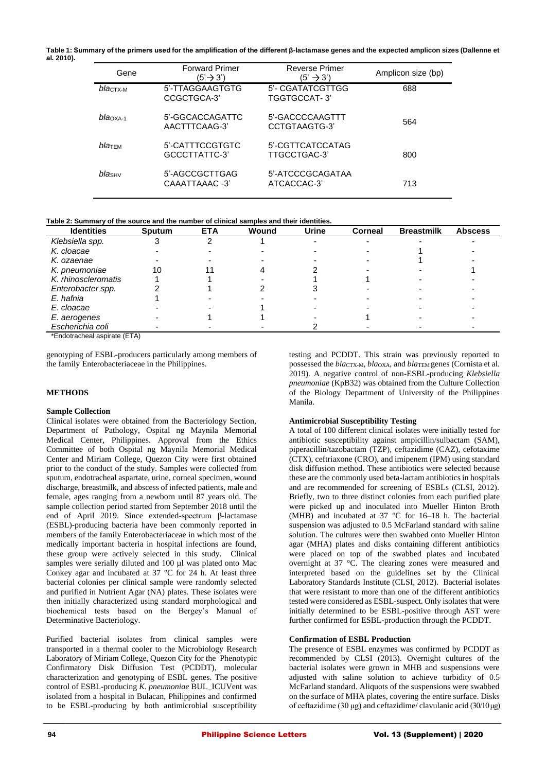**Table 1: Summary of the primers used for the amplification of the different β-lactamase genes and the expected amplicon sizes (Dallenne et al. 2010).**

| Gene | Forward Primer (5' → 3') | Reverse Primer (5' → 3') | Amplicon size (bp) |
|---|---|---|---|
| *bla*$_{CTX-M}$ | 5'-TTAGGAAGTGTG CCGCTGCA-3' | 5'- CGATATCGTTGG TGGTGCCAT- 3' | 688 |
| *bla*$_{OXA-1}$ | 5'-GGCACCAGATTC AACTTTCAAG-3' | 5'-GACCCCAAGTTT CCTGTAAGTG-3' | 564 |
| *bla*$_{TEM}$ | 5'-CATTTCCGTGTC GCCCTTATTC-3' | 5'-CGTTCATCCATAG TTGCCTGAC-3' | 800 |
| *bla*$_{SHV}$ | 5'-AGCCGCTTGAG CAAATTAAAC -3' | 5'-ATCCCGCAGATAA ATCACCAC-3' | 713 |

**Table 2: Summary of the source and the number of clinical samples and their identities.**

| Identities | Sputum | ETA | Wound | Urine | Corneal | Breastmilk | Abscess |
|---|---|---|---|---|---|---|---|
| *Klebsiella spp.* | 3 | 2 | 1 | - | - | - | - |
| *K. cloacae* | - | - | - | - | - | 1 | - |
| *K. ozaenae* | - | - | - | - | - | 1 | - |
| *K. pneumoniae* | 10 | 11 | 4 | 2 | - | - | 1 |
| *K. rhinoscleromatis* | 1 | 1 | - | 1 | 1 | - | - |
| *Enterobacter spp.* | 2 | 1 | 2 | 3 | - | - | - |
| *E. hafnia* | 1 | - | - | - | - | - | - |
| *E. cloacae* | - | - | 1 | - | - | - | - |
| *E. aerogenes* | - | 1 | 1 | - | 1 | - | - |
| *Escherichia coli* | - | - | - | 2 | - | - | - |

*Endotracheal aspirate (ETA)

genotyping of ESBL-producers particularly among members of the family Enterobacteriaceae in the Philippines.

## METHODS

### Sample Collection

Clinical isolates were obtained from the Bacteriology Section, Department of Pathology, Ospital ng Maynila Memorial Medical Center, Philippines. Approval from the Ethics Committee of both Ospital ng Maynila Memorial Medical Center and Miriam College, Quezon City were first obtained prior to the conduct of the study. Samples were collected from sputum, endotracheal aspartate, urine, corneal specimen, wound discharge, breastmilk, and abscess of infected patients, male and female, ages ranging from a newborn until 87 years old. The sample collection period started from September 2018 until the end of April 2019. Since extended-spectrum β-lactamase (ESBL)-producing bacteria have been commonly reported in members of the family Enterobacteriaceae in which most of the medically important bacteria in hospital infections are found, these group were actively selected in this study. Clinical samples were serially diluted and 100 µl was plated onto Mac Conkey agar and incubated at 37 °C for 24 h. At least three bacterial colonies per clinical sample were randomly selected and purified in Nutrient Agar (NA) plates. These isolates were then initially characterized using standard morphological and biochemical tests based on the Bergey's Manual of Determinative Bacteriology.

Purified bacterial isolates from clinical samples were transported in a thermal cooler to the Microbiology Research Laboratory of Miriam College, Quezon City for the Phenotypic Confirmatory Disk Diffusion Test (PCDDT), molecular characterization and genotyping of ESBL genes. The positive control of ESBL-producing *K. pneumoniae* BUL_ICUVent was isolated from a hospital in Bulacan, Philippines and confirmed to be ESBL-producing by both antimicrobial susceptibility testing and PCDDT. This strain was previously reported to possessed the *bla*$_{CTX-M}$, *bla*$_{OXA}$, and *bla*$_{TEM}$ genes (Cornista et al. 2019). A negative control of non-ESBL-producing *Klebsiella pneumoniae* (KpB32) was obtained from the Culture Collection of the Biology Department of University of the Philippines Manila.

### Antimicrobial Susceptibility Testing

A total of 100 different clinical isolates were initially tested for antibiotic susceptibility against ampicillin/sulbactam (SAM), piperacillin/tazobactam (TZP), ceftazidime (CAZ), cefotaxime (CTX), ceftriaxone (CRO), and imipenem (IPM) using standard disk diffusion method. These antibiotics were selected because these are the commonly used beta-lactam antibiotics in hospitals and are recommended for screening of ESBLs (CLSI, 2012). Briefly, two to three distinct colonies from each purified plate were picked up and inoculated into Mueller Hinton Broth (MHB) and incubated at 37 °C for 16–18 h. The bacterial suspension was adjusted to 0.5 McFarland standard with saline solution. The cultures were then swabbed onto Mueller Hinton agar (MHA) plates and disks containing different antibiotics were placed on top of the swabbed plates and incubated overnight at 37 °C. The clearing zones were measured and interpreted based on the guidelines set by the Clinical Laboratory Standards Institute (CLSI, 2012). Bacterial isolates that were resistant to more than one of the different antibiotics tested were considered as ESBL-suspect. Only isolates that were initially determined to be ESBL-positive through AST were further confirmed for ESBL-production through the PCDDT.

### Confirmation of ESBL Production

The presence of ESBL enzymes was confirmed by PCDDT as recommended by CLSI (2013). Overnight cultures of the bacterial isolates were grown in MHB and suspensions were adjusted with saline solution to achieve turbidity of 0.5 McFarland standard. Aliquots of the suspensions were swabbed on the surface of MHA plates, covering the entire surface. Disks of ceftazidime (30 μg) and ceftazidime/ clavulanic acid (30/10 μg)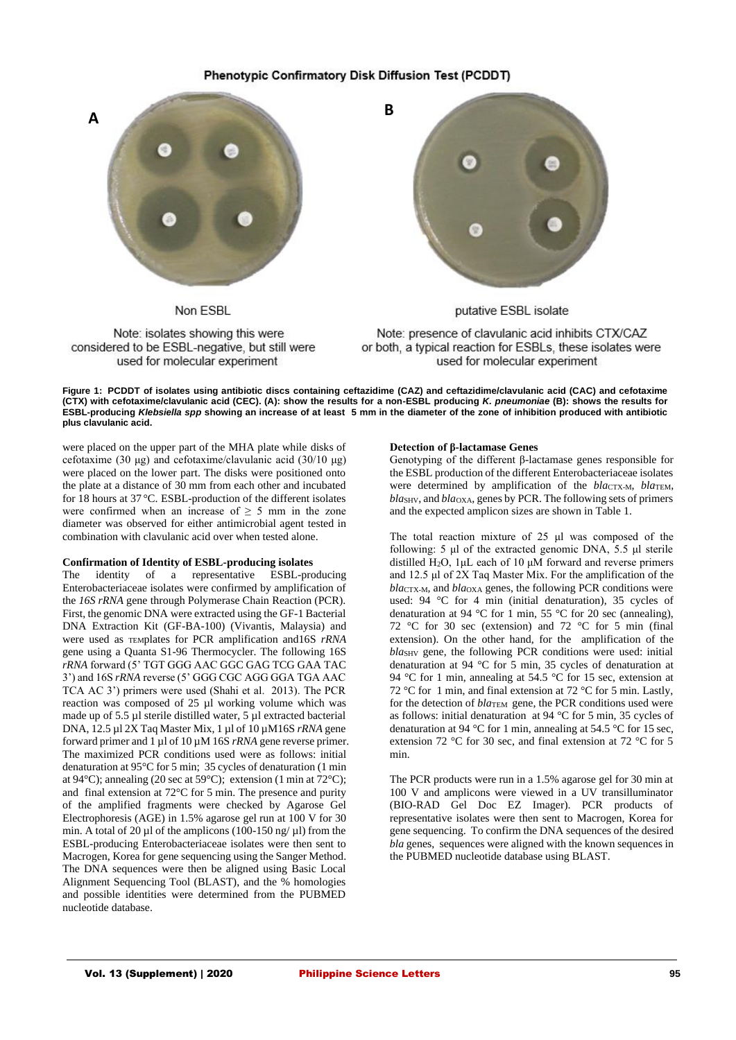**Phenotypic Confirmatory Disk Diffusion Test (PCDDT)**

A

Non ESBL

Note: isolates showing this were considered to be ESBL-negative, but still were used for molecular experiment

B

putative ESBL isolate

Note: presence of clavulanic acid inhibits CTX/CAZ or both, a typical reaction for ESBLs, these isolates were used for molecular experiment

**Figure 1: PCDDT of isolates using antibiotic discs containing ceftazidime (CAZ) and ceftazidime/clavulanic acid (CAC) and cefotaxime (CTX) with cefotaxime/clavulanic acid (CEC). (A): show the results for a non-ESBL producing *K. pneumoniae* (B): shows the results for ESBL-producing *Klebsiella spp* showing an increase of at least 5 mm in the diameter of the zone of inhibition produced with antibiotic plus clavulanic acid.**

were placed on the upper part of the MHA plate while disks of cefotaxime (30 μg) and cefotaxime/clavulanic acid (30/10 μg) were placed on the lower part. The disks were positioned onto the plate at a distance of 30 mm from each other and incubated for 18 hours at 37 °C. ESBL-production of the different isolates were confirmed when an increase of ≥ 5 mm in the zone diameter was observed for either antimicrobial agent tested in combination with clavulanic acid over when tested alone.

#### Confirmation of Identity of ESBL-producing isolates

The identity of a representative ESBL-producing Enterobacteriaceae isolates were confirmed by amplification of the *16S rRNA* gene through Polymerase Chain Reaction (PCR). First, the genomic DNA were extracted using the GF-1 Bacterial DNA Extraction Kit (GF-BA-100) (Vivantis, Malaysia) and were used as TEMplates for PCR amplification and16S *rRNA* gene using a Quanta S1-96 Thermocycler. The following 16S *rRNA* forward (5' TGT GGG AAC GGC GAG TCG GAA TAC 3') and 16S *rRNA* reverse (5' GGG CGC AGG GGA TGA AAC TCA AC 3') primers were used (Shahi et al. 2013). The PCR reaction was composed of 25 µl working volume which was made up of 5.5 µl sterile distilled water, 5 µl extracted bacterial DNA, 12.5 µl 2X Taq Master Mix, 1 µl of 10 µM16S *rRNA* gene forward primer and 1 µl of 10 µM 16S *rRNA* gene reverse primer. The maximized PCR conditions used were as follows: initial denaturation at 95°C for 5 min; 35 cycles of denaturation (1 min at 94°C); annealing (20 sec at 59°C); extension (1 min at 72°C); and final extension at 72°C for 5 min. The presence and purity of the amplified fragments were checked by Agarose Gel Electrophoresis (AGE) in 1.5% agarose gel run at 100 V for 30 min. A total of 20 µl of the amplicons (100-150 ng/ µl) from the ESBL-producing Enterobacteriaceae isolates were then sent to Macrogen, Korea for gene sequencing using the Sanger Method. The DNA sequences were then be aligned using Basic Local Alignment Sequencing Tool (BLAST), and the % homologies and possible identities were determined from the PUBMED nucleotide database.

#### Detection of β-lactamase Genes

Genotyping of the different β-lactamase genes responsible for the ESBL production of the different Enterobacteriaceae isolates were determined by amplification of the $bla_{CTX\text{-}M}$, $bla_{TEM}$, $bla_{SHV}$, and $bla_{OXA}$, genes by PCR. The following sets of primers and the expected amplicon sizes are shown in Table 1.

The total reaction mixture of 25 µl was composed of the following: 5 µl of the extracted genomic DNA, 5.5 µl sterile distilled $H_2O$, 1µL each of 10 µM forward and reverse primers and 12.5 µl of 2X Taq Master Mix. For the amplification of the $bla_{CTX\text{-}M}$, and $bla_{OXA}$ genes, the following PCR conditions were used: 94 °C for 4 min (initial denaturation), 35 cycles of denaturation at 94 °C for 1 min, 55 °C for 20 sec (annealing), 72 °C for 30 sec (extension) and 72 °C for 5 min (final extension). On the other hand, for the amplification of the $bla_{SHV}$ gene, the following PCR conditions were used: initial denaturation at 94 °C for 5 min, 35 cycles of denaturation at 94 °C for 1 min, annealing at 54.5 °C for 15 sec, extension at 72 °C for 1 min, and final extension at 72 °C for 5 min. Lastly, for the detection of $bla_{TEM}$ gene, the PCR conditions used were as follows: initial denaturation at 94 °C for 5 min, 35 cycles of denaturation at 94 °C for 1 min, annealing at 54.5 °C for 15 sec, extension 72 °C for 30 sec, and final extension at 72 °C for 5 min.

The PCR products were run in a 1.5% agarose gel for 30 min at 100 V and amplicons were viewed in a UV transilluminator (BIO-RAD Gel Doc EZ Imager). PCR products of representative isolates were then sent to Macrogen, Korea for gene sequencing. To confirm the DNA sequences of the desired *bla* genes, sequences were aligned with the known sequences in the PUBMED nucleotide database using BLAST.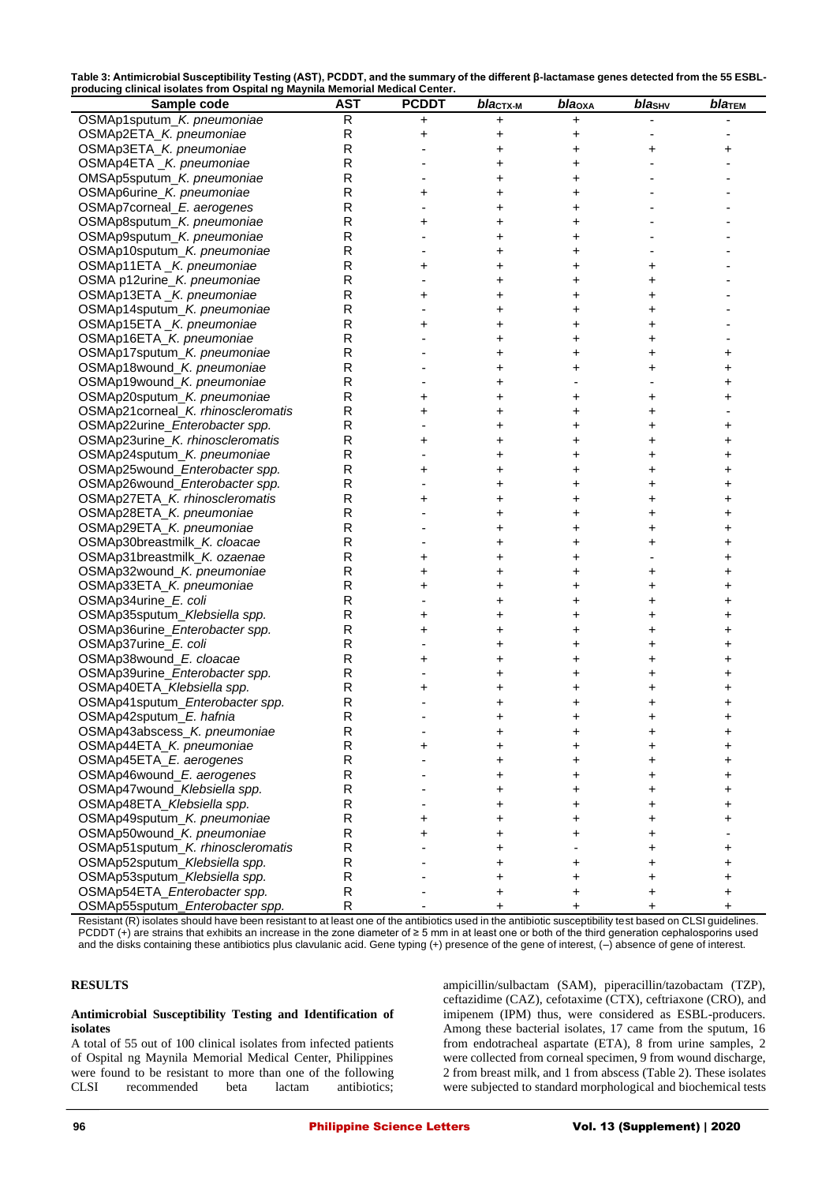**Table 3: Antimicrobial Susceptibility Testing (AST), PCDDT, and the summary of the different β-lactamase genes detected from the 55 ESBL-producing clinical isolates from Ospital ng Maynila Memorial Medical Center.**

| Sample code | AST | PCDDT | *bla*$_{CTX-M}$ | *bla*$_{OXA}$ | *bla*$_{SHV}$ | *bla*$_{TEM}$ |
|---|---|---|---|---|---|---|
| OSMAp1sputum_*K. pneumoniae* | R | + | + | + | - | - |
| OSMAp2ETA_*K. pneumoniae* | R | + | + | + | - | - |
| OSMAp3ETA_*K. pneumoniae* | R | - | + | + | + | + |
| OSMAp4ETA _*K. pneumoniae* | R | - | + | + | - | - |
| OMSAp5sputum_*K. pneumoniae* | R | - | + | + | - | - |
| OSMAp6urine_*K. pneumoniae* | R | + | + | + | - | - |
| OSMAp7corneal_*E. aerogenes* | R | - | + | + | - | - |
| OSMAp8sputum_*K. pneumoniae* | R | + | + | + | - | - |
| OSMAp9sputum_*K. pneumoniae* | R | - | + | + | - | - |
| OSMAp10sputum_*K. pneumoniae* | R | - | + | + | - | - |
| OSMAp11ETA _*K. pneumoniae* | R | + | + | + | + | - |
| OSMA p12urine_*K. pneumoniae* | R | - | + | + | + | - |
| OSMAp13ETA _*K. pneumoniae* | R | + | + | + | + | - |
| OSMAp14sputum_*K. pneumoniae* | R | - | + | + | + | - |
| OSMAp15ETA _*K. pneumoniae* | R | + | + | + | + | - |
| OSMAp16ETA_*K. pneumoniae* | R | - | + | + | + | - |
| OSMAp17sputum_*K. pneumoniae* | R | - | + | + | + | + |
| OSMAp18wound_*K. pneumoniae* | R | - | + | + | + | + |
| OSMAp19wound_*K. pneumoniae* | R | - | + | - | - | + |
| OSMAp20sputum_*K. pneumoniae* | R | + | + | + | + | + |
| OSMAp21corneal_*K. rhinoscleromatis* | R | + | + | + | + | - |
| OSMAp22urine_*Enterobacter spp.* | R | - | + | + | + | + |
| OSMAp23urine_*K. rhinoscleromatis* | R | + | + | + | + | + |
| OSMAp24sputum_*K. pneumoniae* | R | - | + | + | + | + |
| OSMAp25wound_*Enterobacter spp.* | R | + | + | + | + | + |
| OSMAp26wound_*Enterobacter spp.* | R | - | + | + | + | + |
| OSMAp27ETA_*K. rhinoscleromatis* | R | + | + | + | + | + |
| OSMAp28ETA_*K. pneumoniae* | R | - | + | + | + | + |
| OSMAp29ETA_*K. pneumoniae* | R | - | + | + | + | + |
| OSMAp30breastmilk_*K. cloacae* | R | - | + | + | + | + |
| OSMAp31breastmilk_*K. ozaenae* | R | + | + | + | - | + |
| OSMAp32wound_*K. pneumoniae* | R | + | + | + | + | + |
| OSMAp33ETA_*K. pneumoniae* | R | + | + | + | + | + |
| OSMAp34urine_*E. coli* | R | - | + | + | + | + |
| OSMAp35sputum_*Klebsiella spp.* | R | + | + | + | + | + |
| OSMAp36urine_*Enterobacter spp.* | R | + | + | + | + | + |
| OSMAp37urine_*E. coli* | R | - | + | + | + | + |
| OSMAp38wound_*E. cloacae* | R | + | + | + | + | + |
| OSMAp39urine_*Enterobacter spp.* | R | - | + | + | + | + |
| OSMAp40ETA_*Klebsiella spp.* | R | + | + | + | + | + |
| OSMAp41sputum_*Enterobacter spp.* | R | - | + | + | + | + |
| OSMAp42sputum_*E. hafnia* | R | - | + | + | + | + |
| OSMAp43abscess_*K. pneumoniae* | R | - | + | + | + | + |
| OSMAp44ETA_*K. pneumoniae* | R | + | + | + | + | + |
| OSMAp45ETA_*E. aerogenes* | R | - | + | + | + | + |
| OSMAp46wound_*E. aerogenes* | R | - | + | + | + | + |
| OSMAp47wound_*Klebsiella spp.* | R | - | + | + | + | + |
| OSMAp48ETA_*Klebsiella spp.* | R | - | + | + | + | + |
| OSMAp49sputum_*K. pneumoniae* | R | + | + | + | + | + |
| OSMAp50wound_*K. pneumoniae* | R | + | + | + | + | - |
| OSMAp51sputum_*K. rhinoscleromatis* | R | - | + | - | + | + |
| OSMAp52sputum_*Klebsiella spp.* | R | - | + | + | + | + |
| OSMAp53sputum_*Klebsiella spp.* | R | - | + | + | + | + |
| OSMAp54ETA_*Enterobacter spp.* | R | - | + | + | + | + |
| OSMAp55sputum_*Enterobacter spp.* | R | - | + | + | + | + |

Resistant (R) isolates should have been resistant to at least one of the antibiotics used in the antibiotic susceptibility test based on CLSI guidelines. PCDDT (+) are strains that exhibits an increase in the zone diameter of ≥ 5 mm in at least one or both of the third generation cephalosporins used and the disks containing these antibiotics plus clavulanic acid. Gene typing (+) presence of the gene of interest, (–) absence of gene of interest.

## RESULTS

### Antimicrobial Susceptibility Testing and Identification of isolates

A total of 55 out of 100 clinical isolates from infected patients of Ospital ng Maynila Memorial Medical Center, Philippines were found to be resistant to more than one of the following CLSI recommended beta lactam antibiotics; ampicillin/sulbactam (SAM), piperacillin/tazobactam (TZP), ceftazidime (CAZ), cefotaxime (CTX), ceftriaxone (CRO), and imipenem (IPM) thus, were considered as ESBL-producers. Among these bacterial isolates, 17 came from the sputum, 16 from endotracheal aspartate (ETA), 8 from urine samples, 2 were collected from corneal specimen, 9 from wound discharge, 2 from breast milk, and 1 from abscess (Table 2). These isolates were subjected to standard morphological and biochemical tests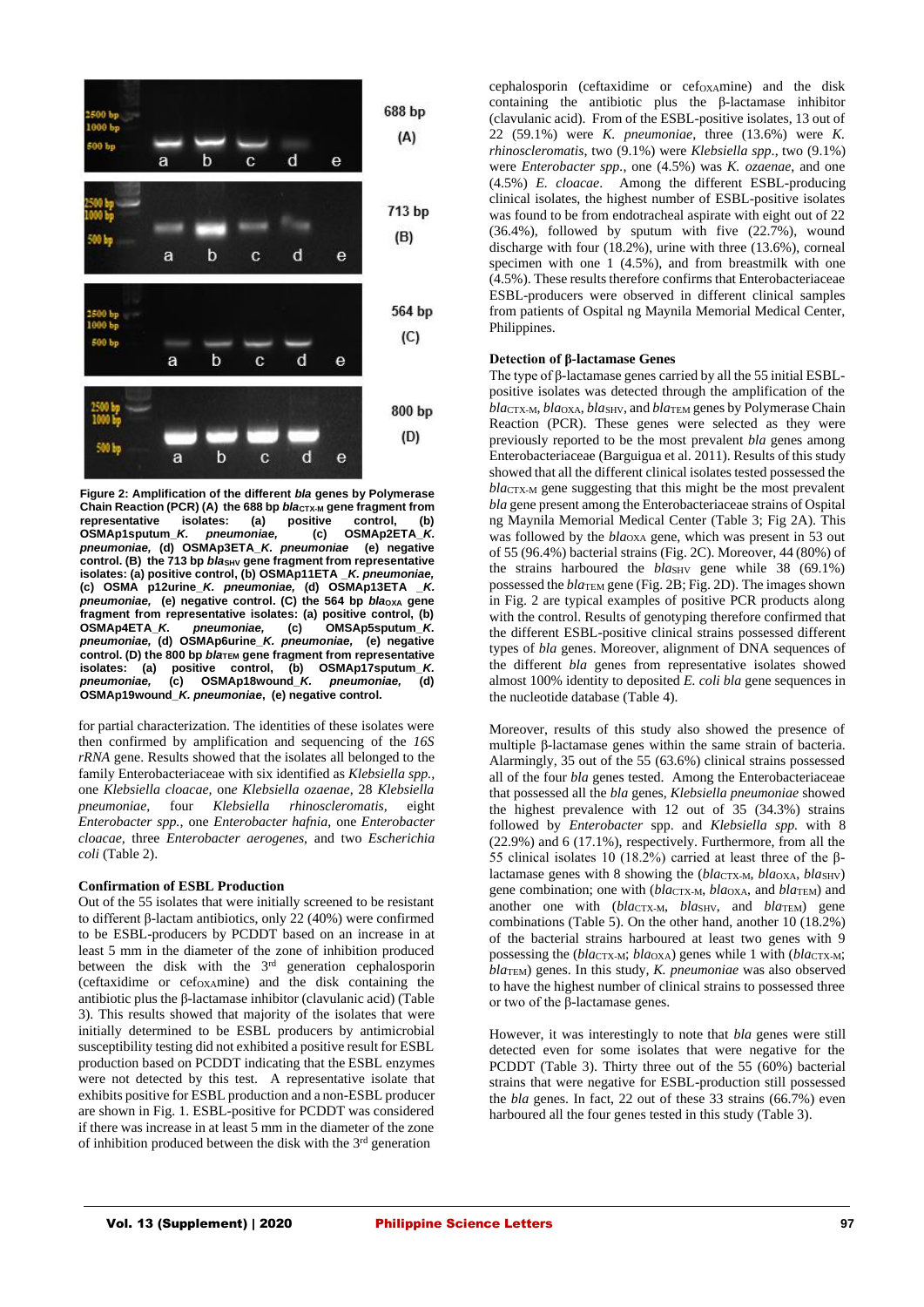**Figure 2: Amplification of the different *bla* genes by Polymerase Chain Reaction (PCR) (A) the 688 bp $bla_{CTX-M}$ gene fragment from representative isolates: (a) positive control, (b) OSMAp1sputum_*K. pneumoniae,* (c) OSMAp2ETA_*K. pneumoniae,* (d) OSMAp3ETA_*K. pneumoniae* (e) negative control. (B) the 713 bp $bla_{SHV}$ gene fragment from representative isolates: (a) positive control, (b) OSMAp11ETA _*K. pneumoniae,* (c) OSMA p12urine_*K. pneumoniae,* (d) OSMAp13ETA _*K. pneumoniae,* (e) negative control. (C) the 564 bp $bla_{OXA}$ gene fragment from representative isolates: (a) positive control, (b) OSMAp4ETA_*K. pneumoniae,* (c) OMSAp5sputum_*K. pneumoniae,* (d) OSMAp6urine_*K. pneumoniae,* (e) negative control. (D) the 800 bp $bla_{TEM}$ gene fragment from representative isolates: (a) positive control, (b) OSMAp17sputum_*K. pneumoniae,* (c) OSMAp18wound_*K. pneumoniae,* (d) OSMAp19wound_*K. pneumoniae*, (e) negative control.**

for partial characterization. The identities of these isolates were then confirmed by amplification and sequencing of the *16S rRNA* gene. Results showed that the isolates all belonged to the family Enterobacteriaceae with six identified as *Klebsiella spp.*, one *Klebsiella cloacae*, one *Klebsiella ozaenae*, 28 *Klebsiella pneumoniae*, four *Klebsiella rhinoscleromatis*, eight *Enterobacter spp.*, one *Enterobacter hafnia*, one *Enterobacter cloacae*, three *Enterobacter aerogenes*, and two *Escherichia coli* (Table 2).

### Confirmation of ESBL Production

Out of the 55 isolates that were initially screened to be resistant to different β-lactam antibiotics, only 22 (40%) were confirmed to be ESBL-producers by PCDDT based on an increase in at least 5 mm in the diameter of the zone of inhibition produced between the disk with the 3rd generation cephalosporin (ceftaxidime or $cef_{OXA}mine$) and the disk containing the antibiotic plus the β-lactamase inhibitor (clavulanic acid) (Table 3). This results showed that majority of the isolates that were initially determined to be ESBL producers by antimicrobial susceptibility testing did not exhibited a positive result for ESBL production based on PCDDT indicating that the ESBL enzymes were not detected by this test. A representative isolate that exhibits positive for ESBL production and a non-ESBL producer are shown in Fig. 1. ESBL-positive for PCDDT was considered if there was increase in at least 5 mm in the diameter of the zone of inhibition produced between the disk with the 3rd generation cephalosporin (ceftaxidime or $cef_{OXA}mine$) and the disk containing the antibiotic plus the β-lactamase inhibitor (clavulanic acid). From of the ESBL-positive isolates, 13 out of 22 (59.1%) were *K. pneumoniae*, three (13.6%) were *K. rhinoscleromatis*, two (9.1%) were *Klebsiella spp.*, two (9.1%) were *Enterobacter spp.*, one (4.5%) was *K. ozaenae*, and one (4.5%) *E. cloacae*. Among the different ESBL-producing clinical isolates, the highest number of ESBL-positive isolates was found to be from endotracheal aspirate with eight out of 22 (36.4%), followed by sputum with five (22.7%), wound discharge with four (18.2%), urine with three (13.6%), corneal specimen with one 1 (4.5%), and from breastmilk with one (4.5%). These results therefore confirms that Enterobacteriaceae ESBL-producers were observed in different clinical samples from patients of Ospital ng Maynila Memorial Medical Center, Philippines.

### Detection of β-lactamase Genes

The type of β-lactamase genes carried by all the 55 initial ESBL-positive isolates was detected through the amplification of the $bla_{CTX-M}$, $bla_{OXA}$, $bla_{SHV}$, and $bla_{TEM}$ genes by Polymerase Chain Reaction (PCR). These genes were selected as they were previously reported to be the most prevalent *bla* genes among Enterobacteriaceae (Barguigua et al. 2011). Results of this study showed that all the different clinical isolates tested possessed the $bla_{CTX-M}$ gene suggesting that this might be the most prevalent *bla* gene present among the Enterobacteriaceae strains of Ospital ng Maynila Memorial Medical Center (Table 3; Fig 2A). This was followed by the $bla_{OXA}$ gene, which was present in 53 out of 55 (96.4%) bacterial strains (Fig. 2C). Moreover, 44 (80%) of the strains harboured the $bla_{SHV}$ gene while 38 (69.1%) possessed the $bla_{TEM}$ gene (Fig. 2B; Fig. 2D). The images shown in Fig. 2 are typical examples of positive PCR products along with the control. Results of genotyping therefore confirmed that the different ESBL-positive clinical strains possessed different types of *bla* genes. Moreover, alignment of DNA sequences of the different *bla* genes from representative isolates showed almost 100% identity to deposited *E. coli bla* gene sequences in the nucleotide database (Table 4).

Moreover, results of this study also showed the presence of multiple β-lactamase genes within the same strain of bacteria. Alarmingly, 35 out of the 55 (63.6%) clinical strains possessed all of the four *bla* genes tested. Among the Enterobacteriaceae that possessed all the *bla* genes, *Klebsiella pneumoniae* showed the highest prevalence with 12 out of 35 (34.3%) strains followed by *Enterobacter* spp. and *Klebsiella spp.* with 8 (22.9%) and 6 (17.1%), respectively. Furthermore, from all the 55 clinical isolates 10 (18.2%) carried at least three of the β-lactamase genes with 8 showing the ($bla_{CTX-M}$, $bla_{OXA}$, $bla_{SHV}$) gene combination; one with ($bla_{CTX-M}$, $bla_{OXA}$, and $bla_{TEM}$) and another one with ($bla_{CTX-M}$, $bla_{SHV}$, and $bla_{TEM}$) gene combinations (Table 5). On the other hand, another 10 (18.2%) of the bacterial strains harboured at least two genes with 9 possessing the ($bla_{CTX-M}$; $bla_{OXA}$) genes while 1 with ($bla_{CTX-M}$; $bla_{TEM}$) genes. In this study, *K. pneumoniae* was also observed to have the highest number of clinical strains to possessed three or two of the β-lactamase genes.

However, it was interestingly to note that *bla* genes were still detected even for some isolates that were negative for the PCDDT (Table 3). Thirty three out of the 55 (60%) bacterial strains that were negative for ESBL-production still possessed the *bla* genes. In fact, 22 out of these 33 strains (66.7%) even harboured all the four genes tested in this study (Table 3).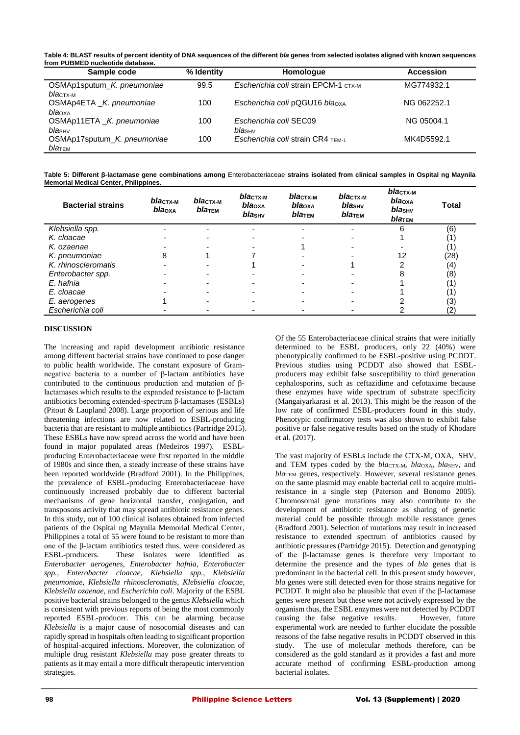**Table 4: BLAST results of percent identity of DNA sequences of the different *bla* genes from selected isolates aligned with known sequences from PUBMED nucleotide database.**

| Sample code | % Identity | Homologue | Accession |
|---|---|---|---|
| OSMAp1sputum_*K. pneumoniae* $bla_{CTX-M}$ | 99.5 | *Escherichia coli* strain EPCM-1 $_{CTX-M}$ | MG774932.1 |
| OSMAp4ETA _*K. pneumoniae* $bla_{OXA}$ | 100 | *Escherichia coli* pQGU16 $bla_{OXA}$ | NG 062252.1 |
| OSMAp11ETA _*K. pneumoniae* $bla_{SHV}$ | 100 | *Escherichia coli* SEC09 $bla_{SHV}$ | NG 05004.1 |
| OSMAp17sputum_*K. pneumoniae* $bla_{TEM}$ | 100 | *Escherichia coli* strain CR4 $_{TEM-1}$ | MK4D5592.1 |

**Table 5: Different β-lactamase gene combinations among** Enterobacteriaceae **strains isolated from clinical samples in Ospital ng Maynila Memorial Medical Center, Philippines.**

| Bacterial strains | $bla_{CTX-M}$ $bla_{OXA}$ | $bla_{CTX-M}$ $bla_{TEM}$ | $bla_{CTX-M}$ $bla_{OXA}$ $bla_{SHV}$ | $bla_{CTX-M}$ $bla_{OXA}$ $bla_{TEM}$ | $bla_{CTX-M}$ $bla_{SHV}$ $bla_{TEM}$ | $bla_{CTX-M}$ $bla_{OXA}$ $bla_{SHV}$ $bla_{TEM}$ | Total |
|---|---|---|---|---|---|---|---|
| *Klebsiella spp.* | - | - | - | - | - | 6 | (6) |
| *K. cloacae* | - | - | - | - | - | 1 | (1) |
| *K. ozaenae* | - | - | - | 1 | - | - | (1) |
| *K. pneumoniae* | 8 | 1 | 7 | - | - | 12 | (28) |
| *K. rhinoscleromatis* | - | - | 1 | - | 1 | 2 | (4) |
| *Enterobacter spp.* | - | - | - | - | - | 8 | (8) |
| *E. hafnia* | - | - | - | - | - | 1 | (1) |
| *E. cloacae* | - | - | - | - | - | 1 | (1) |
| *E. aerogenes* | 1 | - | - | - | - | 2 | (3) |
| *Escherichia coli* | - | - | - | - | - | 2 | (2) |

## DISCUSSION

The increasing and rapid development antibiotic resistance among different bacterial strains have continued to pose danger to public health worldwide. The constant exposure of Gram-negative bacteria to a number of β-lactam antibiotics have contributed to the continuous production and mutation of β-lactamases which results to the expanded resistance to β-lactam antibiotics becoming extended-spectrum β-lactamases (ESBLs) (Pitout & Laupland 2008). Large proportion of serious and life threatening infections are now related to ESBL-producing bacteria that are resistant to multiple antibiotics (Partridge 2015). These ESBLs have now spread across the world and have been found in major populated areas (Medeiros 1997). ESBL-producing Enterobacteriaceae were first reported in the middle of 1980s and since then, a steady increase of these strains have been reported worldwide (Bradford 2001). In the Philippines, the prevalence of ESBL-producing Enterobacteriaceae have continuously increased probably due to different bacterial mechanisms of gene horizontal transfer, conjugation, and transposons activity that may spread antibiotic resistance genes. In this study, out of 100 clinical isolates obtained from infected patients of the Ospital ng Maynila Memorial Medical Center, Philippines a total of 55 were found to be resistant to more than one of the β-lactam antibiotics tested thus, were considered as ESBL-producers. These isolates were identified as *Enterobacter aerogenes*, *Enterobacter hafnia*, *Enterobacter spp.*, *Enterobacter cloacae*, *Klebsiella spp.*, *Klebsiella pneumoniae*, *Klebsiella rhinoscleromatis*, *Klebsiella cloacae*, *Klebsiella ozaenae*, and *Escherichia coli*. Majority of the ESBL positive bacterial strains belonged to the genus *Klebsiella* which is consistent with previous reports of being the most commonly reported ESBL-producer. This can be alarming because *Klebsiella* is a major cause of nosocomial diseases and can rapidly spread in hospitals often leading to significant proportion of hospital-acquired infections. Moreover, the colonization of multiple drug resistant *Klebsiella* may pose greater threats to patients as it may entail a more difficult therapeutic intervention strategies.

Of the 55 Enterobacteriaceae clinical strains that were initially determined to be ESBL producers, only 22 (40%) were phenotypically confirmed to be ESBL-positive using PCDDT. Previous studies using PCDDT also showed that ESBL-producers may exhibit false susceptibility to third generation cephalosporins, such as ceftazidime and cefotaxime because these enzymes have wide spectrum of substrate specificity (Mangaiyarkarasi et al. 2013). This might be the reason of the low rate of confirmed ESBL-producers found in this study. Phenotypic confirmatory tests was also shown to exhibit false positive or false negative results based on the study of Khodare et al. (2017).

The vast majority of ESBLs include the CTX-M, OXA, SHV, and TEM types coded by the $bla_{CTX-M}$, $bla_{OXA}$, $bla_{SHV}$, and $bla_{TEM}$ genes, respectively. However, several resistance genes on the same plasmid may enable bacterial cell to acquire multi-resistance in a single step (Paterson and Bonomo 2005). Chromosomal gene mutations may also contribute to the development of antibiotic resistance as sharing of genetic material could be possible through mobile resistance genes (Bradford 2001). Selection of mutations may result in increased resistance to extended spectrum of antibiotics caused by antibiotic pressures (Partridge 2015). Detection and genotyping of the β-lactamase genes is therefore very important to determine the presence and the types of *bla* genes that is predominant in the bacterial cell. In this present study however, *bla* genes were still detected even for those strains negative for PCDDT. It might also be plausible that even if the β-lactamase genes were present but these were not actively expressed by the organism thus, the ESBL enzymes were not detected by PCDDT causing the false negative results. However, future experimental work are needed to further elucidate the possible reasons of the false negative results in PCDDT observed in this study. The use of molecular methods therefore, can be considered as the gold standard as it provides a fast and more accurate method of confirming ESBL-production among bacterial isolates.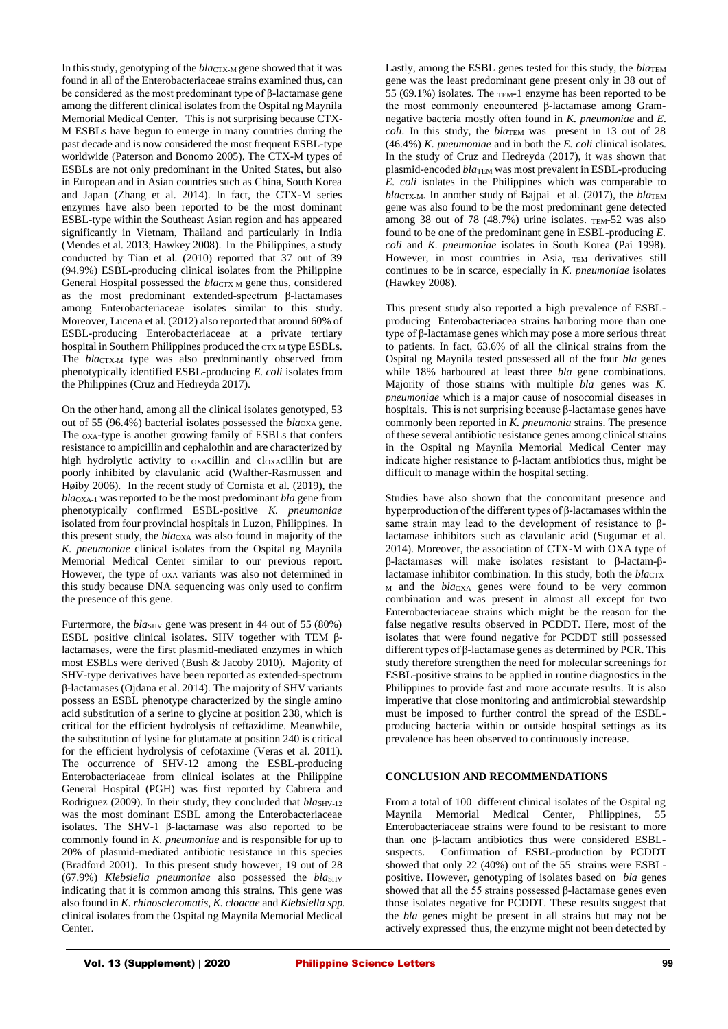In this study, genotyping of the $bla_{CTX-M}$ gene showed that it was found in all of the Enterobacteriaceae strains examined thus, can be considered as the most predominant type of β-lactamase gene among the different clinical isolates from the Ospital ng Maynila Memorial Medical Center. This is not surprising because CTX-M ESBLs have begun to emerge in many countries during the past decade and is now considered the most frequent ESBL-type worldwide (Paterson and Bonomo 2005). The CTX-M types of ESBLs are not only predominant in the United States, but also in European and in Asian countries such as China, South Korea and Japan (Zhang et al. 2014). In fact, the CTX-M series enzymes have also been reported to be the most dominant ESBL-type within the Southeast Asian region and has appeared significantly in Vietnam, Thailand and particularly in India (Mendes et al. 2013; Hawkey 2008). In the Philippines, a study conducted by Tian et al. (2010) reported that 37 out of 39 (94.9%) ESBL-producing clinical isolates from the Philippine General Hospital possessed the $bla_{CTX-M}$ gene thus, considered as the most predominant extended-spectrum β-lactamases among Enterobacteriaceae isolates similar to this study. Moreover, Lucena et al. (2012) also reported that around 60% of ESBL-producing Enterobacteriaceae at a private tertiary hospital in Southern Philippines produced the CTX-M type ESBLs. The $bla_{CTX-M}$ type was also predominantly observed from phenotypically identified ESBL-producing *E. coli* isolates from the Philippines (Cruz and Hedreyda 2017).

On the other hand, among all the clinical isolates genotyped, 53 out of 55 (96.4%) bacterial isolates possessed the $bla_{OXA}$ gene. The OXA-type is another growing family of ESBLs that confers resistance to ampicillin and cephalothin and are characterized by high hydrolytic activity to OXAcillin and clOXAcillin but are poorly inhibited by clavulanic acid (Walther-Rasmussen and Høiby 2006). In the recent study of Cornista et al. (2019), the $bla_{OXA-1}$ was reported to be the most predominant *bla* gene from phenotypically confirmed ESBL-positive *K. pneumoniae* isolated from four provincial hospitals in Luzon, Philippines. In this present study, the $bla_{OXA}$ was also found in majority of the *K. pneumoniae* clinical isolates from the Ospital ng Maynila Memorial Medical Center similar to our previous report. However, the type of OXA variants was also not determined in this study because DNA sequencing was only used to confirm the presence of this gene.

Furtermore, the $bla_{SHV}$ gene was present in 44 out of 55 (80%) ESBL positive clinical isolates. SHV together with TEM β-lactamases, were the first plasmid-mediated enzymes in which most ESBLs were derived (Bush & Jacoby 2010). Majority of SHV-type derivatives have been reported as extended-spectrum β-lactamases (Ojdana et al. 2014). The majority of SHV variants possess an ESBL phenotype characterized by the single amino acid substitution of a serine to glycine at position 238, which is critical for the efficient hydrolysis of ceftazidime. Meanwhile, the substitution of lysine for glutamate at position 240 is critical for the efficient hydrolysis of cefotaxime (Veras et al. 2011). The occurrence of SHV-12 among the ESBL-producing Enterobacteriaceae from clinical isolates at the Philippine General Hospital (PGH) was first reported by Cabrera and Rodriguez (2009). In their study, they concluded that $bla_{SHV-12}$ was the most dominant ESBL among the Enterobacteriaceae isolates. The SHV-1 β-lactamase was also reported to be commonly found in *K. pneumoniae* and is responsible for up to 20% of plasmid-mediated antibiotic resistance in this species (Bradford 2001). In this present study however, 19 out of 28 (67.9%) *Klebsiella pneumoniae* also possessed the $bla_{SHV}$ indicating that it is common among this strains. This gene was also found in *K. rhinoscleromatis*, *K. cloacae* and *Klebsiella spp.* clinical isolates from the Ospital ng Maynila Memorial Medical Center.

Lastly, among the ESBL genes tested for this study, the $bla_{TEM}$ gene was the least predominant gene present only in 38 out of 55 (69.1%) isolates. The TEM-1 enzyme has been reported to be the most commonly encountered β-lactamase among Gram-negative bacteria mostly often found in *K. pneumoniae* and *E. coli.* In this study, the $bla_{TEM}$ was present in 13 out of 28 (46.4%) *K. pneumoniae* and in both the *E. coli* clinical isolates. In the study of Cruz and Hedreyda (2017), it was shown that plasmid-encoded $bla_{TEM}$ was most prevalent in ESBL-producing *E. coli* isolates in the Philippines which was comparable to $bla_{CTX-M}$. In another study of Bajpai et al. (2017), the $bla_{TEM}$ gene was also found to be the most predominant gene detected among 38 out of 78 (48.7%) urine isolates. TEM-52 was also found to be one of the predominant gene in ESBL-producing *E. coli* and *K. pneumoniae* isolates in South Korea (Pai 1998). However, in most countries in Asia, TEM derivatives still continues to be in scarce, especially in *K. pneumoniae* isolates (Hawkey 2008).

This present study also reported a high prevalence of ESBL-producing Enterobacteriacea strains harboring more than one type of β-lactamase genes which may pose a more serious threat to patients. In fact, 63.6% of all the clinical strains from the Ospital ng Maynila tested possessed all of the four *bla* genes while 18% harboured at least three *bla* gene combinations. Majority of those strains with multiple *bla* genes was *K. pneumoniae* which is a major cause of nosocomial diseases in hospitals. This is not surprising because β-lactamase genes have commonly been reported in *K. pneumonia* strains. The presence of these several antibiotic resistance genes among clinical strains in the Ospital ng Maynila Memorial Medical Center may indicate higher resistance to β-lactam antibiotics thus, might be difficult to manage within the hospital setting.

Studies have also shown that the concomitant presence and hyperproduction of the different types of β-lactamases within the same strain may lead to the development of resistance to β-lactamase inhibitors such as clavulanic acid (Sugumar et al. 2014). Moreover, the association of CTX-M with OXA type of β-lactamases will make isolates resistant to β-lactam-β-lactamase inhibitor combination. In this study, both the $bla_{CTX-M}$ and the $bla_{OXA}$ genes were found to be very common combination and was present in almost all except for two Enterobacteriaceae strains which might be the reason for the false negative results observed in PCDDT. Here, most of the isolates that were found negative for PCDDT still possessed different types of β-lactamase genes as determined by PCR. This study therefore strengthen the need for molecular screenings for ESBL-positive strains to be applied in routine diagnostics in the Philippines to provide fast and more accurate results. It is also imperative that close monitoring and antimicrobial stewardship must be imposed to further control the spread of the ESBL-producing bacteria within or outside hospital settings as its prevalence has been observed to continuously increase.

## CONCLUSION AND RECOMMENDATIONS

From a total of 100 different clinical isolates of the Ospital ng Maynila Memorial Medical Center, Philippines, 55 Enterobacteriaceae strains were found to be resistant to more than one β-lactam antibiotics thus were considered ESBL-suspects. Confirmation of ESBL-production by PCDDT showed that only 22 (40%) out of the 55 strains were ESBL-positive. However, genotyping of isolates based on *bla* genes showed that all the 55 strains possessed β-lactamase genes even those isolates negative for PCDDT. These results suggest that the *bla* genes might be present in all strains but may not be actively expressed thus, the enzyme might not been detected by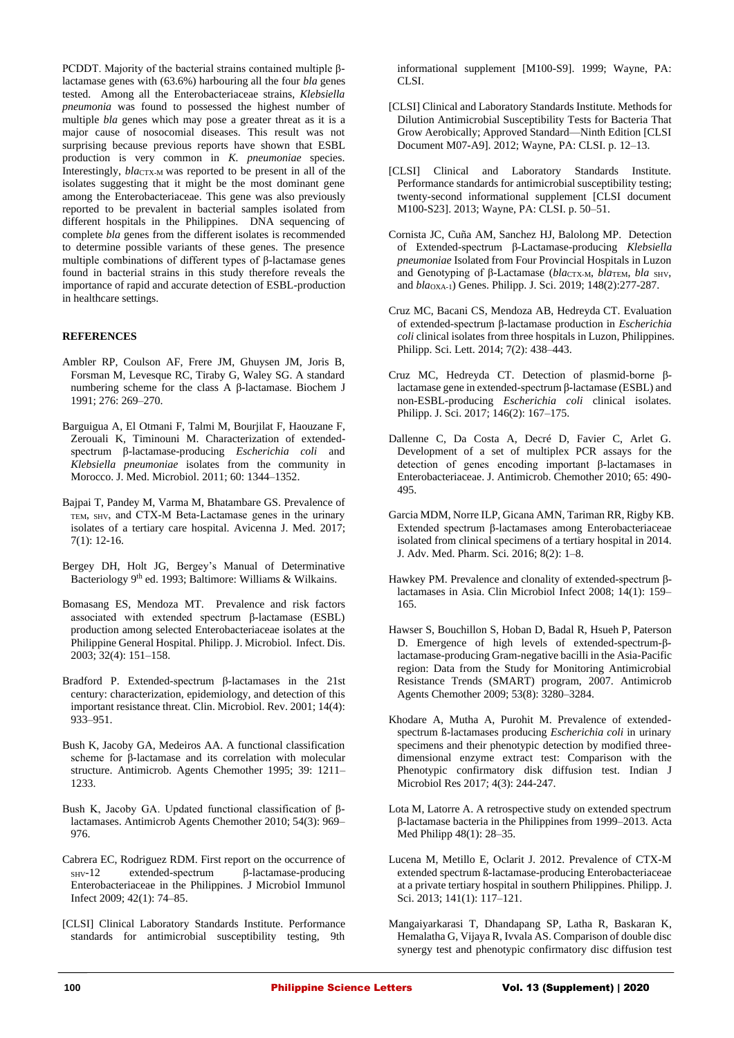PCDDT. Majority of the bacterial strains contained multiple β-lactamase genes with (63.6%) harbouring all the four *bla* genes tested. Among all the Enterobacteriaceae strains, *Klebsiella pneumonia* was found to possessed the highest number of multiple *bla* genes which may pose a greater threat as it is a major cause of nosocomial diseases. This result was not surprising because previous reports have shown that ESBL production is very common in *K. pneumoniae* species. Interestingly, $bla_{CTX\text{-}M}$ was reported to be present in all of the isolates suggesting that it might be the most dominant gene among the Enterobacteriaceae. This gene was also previously reported to be prevalent in bacterial samples isolated from different hospitals in the Philippines. DNA sequencing of complete *bla* genes from the different isolates is recommended to determine possible variants of these genes. The presence multiple combinations of different types of β-lactamase genes found in bacterial strains in this study therefore reveals the importance of rapid and accurate detection of ESBL-production in healthcare settings.

## REFERENCES

Ambler RP, Coulson AF, Frere JM, Ghuysen JM, Joris B, Forsman M, Levesque RC, Tiraby G, Waley SG. A standard numbering scheme for the class A β-lactamase. Biochem J 1991; 276: 269–270.

Barguigua A, El Otmani F, Talmi M, Bourjilat F, Haouzane F, Zerouali K, Timinouni M. Characterization of extended-spectrum β-lactamase-producing *Escherichia coli* and *Klebsiella pneumoniae* isolates from the community in Morocco. J. Med. Microbiol. 2011; 60: 1344–1352.

Bajpai T, Pandey M, Varma M, Bhatambare GS. Prevalence of TEM, SHV, and CTX-M Beta-Lactamase genes in the urinary isolates of a tertiary care hospital. Avicenna J. Med. 2017; 7(1): 12-16.

Bergey DH, Holt JG, Bergey's Manual of Determinative Bacteriology 9th ed. 1993; Baltimore: Williams & Wilkains.

Bomasang ES, Mendoza MT. Prevalence and risk factors associated with extended spectrum β-lactamase (ESBL) production among selected Enterobacteriaceae isolates at the Philippine General Hospital. Philipp. J. Microbiol. Infect. Dis. 2003; 32(4): 151–158.

Bradford P. Extended-spectrum β-lactamases in the 21st century: characterization, epidemiology, and detection of this important resistance threat. Clin. Microbiol. Rev. 2001; 14(4): 933–951.

Bush K, Jacoby GA, Medeiros AA. A functional classification scheme for β-lactamase and its correlation with molecular structure. Antimicrob. Agents Chemother 1995; 39: 1211–1233.

Bush K, Jacoby GA. Updated functional classification of β-lactamases. Antimicrob Agents Chemother 2010; 54(3): 969–976.

Cabrera EC, Rodriguez RDM. First report on the occurrence of SHV-12 extended-spectrum β-lactamase-producing Enterobacteriaceae in the Philippines. J Microbiol Immunol Infect 2009; 42(1): 74–85.

[CLSI] Clinical Laboratory Standards Institute. Performance standards for antimicrobial susceptibility testing, 9th informational supplement [M100-S9]. 1999; Wayne, PA: CLSI.

[CLSI] Clinical and Laboratory Standards Institute. Methods for Dilution Antimicrobial Susceptibility Tests for Bacteria That Grow Aerobically; Approved Standard—Ninth Edition [CLSI Document M07-A9]. 2012; Wayne, PA: CLSI. p. 12–13.

[CLSI] Clinical and Laboratory Standards Institute. Performance standards for antimicrobial susceptibility testing; twenty-second informational supplement [CLSI document M100-S23]. 2013; Wayne, PA: CLSI. p. 50–51.

Cornista JC, Cuña AM, Sanchez HJ, Balolong MP. Detection of Extended-spectrum β-Lactamase-producing *Klebsiella pneumoniae* Isolated from Four Provincial Hospitals in Luzon and Genotyping of β-Lactamase ($bla_{CTX\text{-}M}$, $bla_{TEM}$, $bla_{SHV}$, and $bla_{OXA\text{-}1}$) Genes. Philipp. J. Sci. 2019; 148(2):277-287.

Cruz MC, Bacani CS, Mendoza AB, Hedreyda CT. Evaluation of extended-spectrum β-lactamase production in *Escherichia coli* clinical isolates from three hospitals in Luzon, Philippines. Philipp. Sci. Lett. 2014; 7(2): 438–443.

Cruz MC, Hedreyda CT. Detection of plasmid-borne β-lactamase gene in extended-spectrum β-lactamase (ESBL) and non-ESBL-producing *Escherichia coli* clinical isolates. Philipp. J. Sci. 2017; 146(2): 167–175.

Dallenne C, Da Costa A, Decré D, Favier C, Arlet G. Development of a set of multiplex PCR assays for the detection of genes encoding important β-lactamases in Enterobacteriaceae. J. Antimicrob. Chemother 2010; 65: 490-495.

Garcia MDM, Norre ILP, Gicana AMN, Tariman RR, Rigby KB. Extended spectrum β-lactamases among Enterobacteriaceae isolated from clinical specimens of a tertiary hospital in 2014. J. Adv. Med. Pharm. Sci. 2016; 8(2): 1–8.

Hawkey PM. Prevalence and clonality of extended-spectrum β-lactamases in Asia. Clin Microbiol Infect 2008; 14(1): 159–165.

Hawser S, Bouchillon S, Hoban D, Badal R, Hsueh P, Paterson D. Emergence of high levels of extended-spectrum-β-lactamase-producing Gram-negative bacilli in the Asia-Pacific region: Data from the Study for Monitoring Antimicrobial Resistance Trends (SMART) program, 2007. Antimicrob Agents Chemother 2009; 53(8): 3280–3284.

Khodare A, Mutha A, Purohit M. Prevalence of extended-spectrum ß-lactamases producing *Escherichia coli* in urinary specimens and their phenotypic detection by modified three-dimensional enzyme extract test: Comparison with the Phenotypic confirmatory disk diffusion test. Indian J Microbiol Res 2017; 4(3): 244-247.

Lota M, Latorre A. A retrospective study on extended spectrum β-lactamase bacteria in the Philippines from 1999–2013. Acta Med Philipp 48(1): 28–35.

Lucena M, Metillo E, Oclarit J. 2012. Prevalence of CTX-M extended spectrum ß-lactamase-producing Enterobacteriaceae at a private tertiary hospital in southern Philippines. Philipp. J. Sci. 2013; 141(1): 117–121.

Mangaiyarkarasi T, Dhandapang SP, Latha R, Baskaran K, Hemalatha G, Vijaya R, Ivvala AS. Comparison of double disc synergy test and phenotypic confirmatory disc diffusion test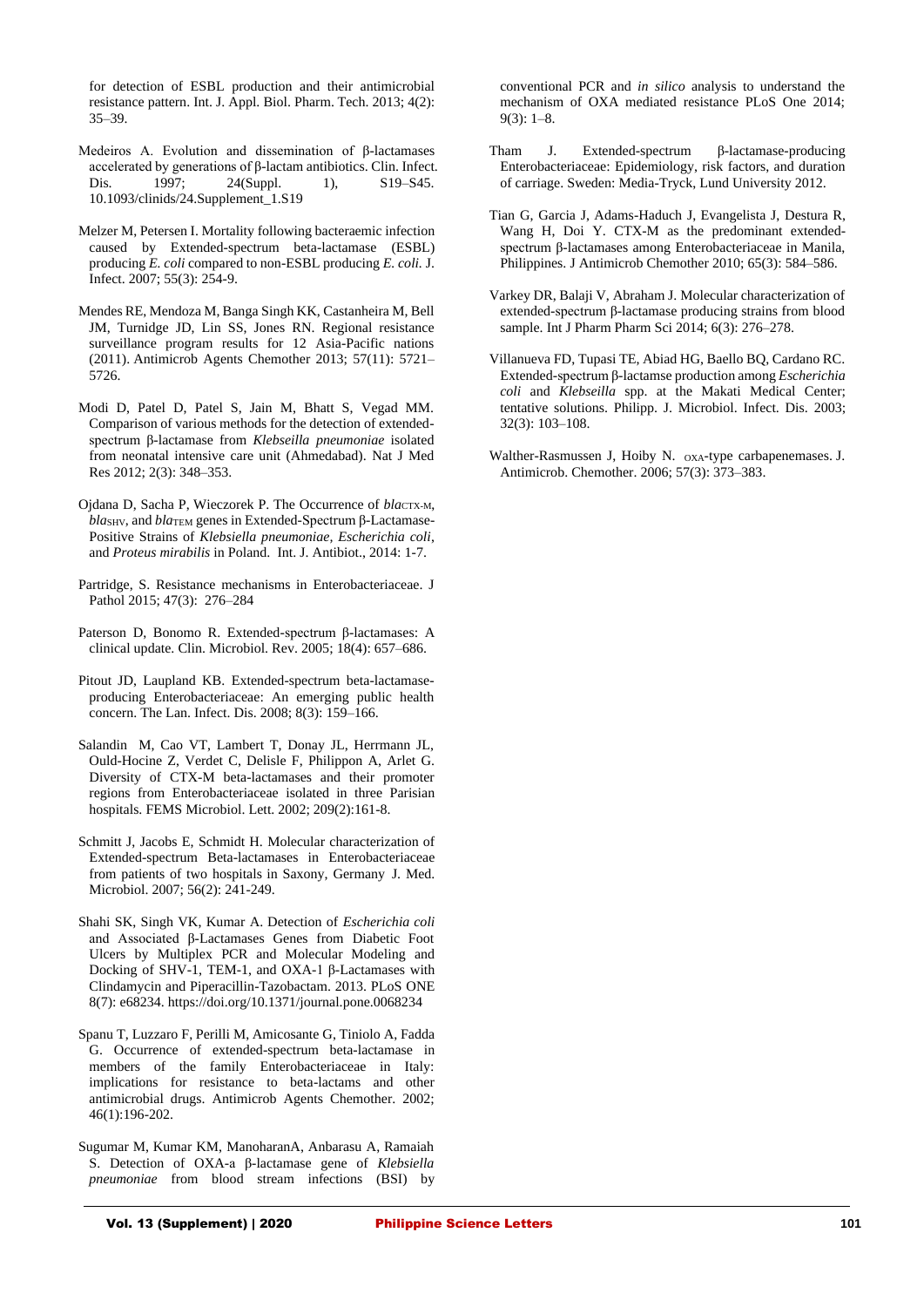for detection of ESBL production and their antimicrobial resistance pattern. Int. J. Appl. Biol. Pharm. Tech. 2013; 4(2): 35–39.

Medeiros A. Evolution and dissemination of β-lactamases accelerated by generations of β-lactam antibiotics. Clin. Infect. Dis. 1997; 24(Suppl. 1), S19–S45. 10.1093/clinids/24.Supplement_1.S19

Melzer M, Petersen I. Mortality following bacteraemic infection caused by Extended-spectrum beta-lactamase (ESBL) producing *E. coli* compared to non-ESBL producing *E. coli.* J. Infect. 2007; 55(3): 254-9.

Mendes RE, Mendoza M, Banga Singh KK, Castanheira M, Bell JM, Turnidge JD, Lin SS, Jones RN. Regional resistance surveillance program results for 12 Asia-Pacific nations (2011). Antimicrob Agents Chemother 2013; 57(11): 5721–5726.

Modi D, Patel D, Patel S, Jain M, Bhatt S, Vegad MM. Comparison of various methods for the detection of extended-spectrum β-lactamase from *Klebseilla pneumoniae* isolated from neonatal intensive care unit (Ahmedabad). Nat J Med Res 2012; 2(3): 348–353.

Ojdana D, Sacha P, Wieczorek P. The Occurrence of $bla_{CTX\text{-}M}$, $bla_{SHV}$, and $bla_{TEM}$ genes in Extended-Spectrum β-Lactamase-Positive Strains of *Klebsiella pneumoniae, Escherichia coli*, and *Proteus mirabilis* in Poland. Int. J. Antibiot., 2014: 1-7.

Partridge, S. Resistance mechanisms in Enterobacteriaceae. J Pathol 2015; 47(3): 276–284

Paterson D, Bonomo R. Extended-spectrum β-lactamases: A clinical update. Clin. Microbiol. Rev. 2005; 18(4): 657–686.

Pitout JD, Laupland KB. Extended-spectrum beta-lactamase-producing Enterobacteriaceae: An emerging public health concern. The Lan. Infect. Dis. 2008; 8(3): 159–166.

Salandin M, Cao VT, Lambert T, Donay JL, Herrmann JL, Ould-Hocine Z, Verdet C, Delisle F, Philippon A, Arlet G. Diversity of CTX-M beta-lactamases and their promoter regions from Enterobacteriaceae isolated in three Parisian hospitals. FEMS Microbiol. Lett. 2002; 209(2):161-8.

Schmitt J, Jacobs E, Schmidt H. Molecular characterization of Extended-spectrum Beta-lactamases in Enterobacteriaceae from patients of two hospitals in Saxony, Germany J. Med. Microbiol. 2007; 56(2): 241-249.

Shahi SK, Singh VK, Kumar A. Detection of *Escherichia coli* and Associated β-Lactamases Genes from Diabetic Foot Ulcers by Multiplex PCR and Molecular Modeling and Docking of SHV-1, TEM-1, and OXA-1 β-Lactamases with Clindamycin and Piperacillin-Tazobactam. 2013. PLoS ONE 8(7): e68234. https://doi.org/10.1371/journal.pone.0068234

Spanu T, Luzzaro F, Perilli M, Amicosante G, Tiniolo A, Fadda G. Occurrence of extended-spectrum beta-lactamase in members of the family Enterobacteriaceae in Italy: implications for resistance to beta-lactams and other antimicrobial drugs. Antimicrob Agents Chemother. 2002; 46(1):196-202.

Sugumar M, Kumar KM, ManoharanA, Anbarasu A, Ramaiah S. Detection of OXA-a β-lactamase gene of *Klebsiella pneumoniae* from blood stream infections (BSI) by conventional PCR and *in silico* analysis to understand the mechanism of OXA mediated resistance PLoS One 2014; 9(3): 1–8.

Tham J. Extended-spectrum β-lactamase-producing Enterobacteriaceae: Epidemiology, risk factors, and duration of carriage. Sweden: Media-Tryck, Lund University 2012.

Tian G, Garcia J, Adams-Haduch J, Evangelista J, Destura R, Wang H, Doi Y. CTX-M as the predominant extended-spectrum β-lactamases among Enterobacteriaceae in Manila, Philippines. J Antimicrob Chemother 2010; 65(3): 584–586.

Varkey DR, Balaji V, Abraham J. Molecular characterization of extended-spectrum β-lactamase producing strains from blood sample. Int J Pharm Pharm Sci 2014; 6(3): 276–278.

Villanueva FD, Tupasi TE, Abiad HG, Baello BQ, Cardano RC. Extended-spectrum β-lactamse production among *Escherichia coli* and *Klebseilla* spp. at the Makati Medical Center; tentative solutions. Philipp. J. Microbiol. Infect. Dis. 2003; 32(3): 103–108.

Walther-Rasmussen J, Hoiby N. $_{OXA}$-type carbapenemases. J. Antimicrob. Chemother. 2006; 57(3): 373–383.